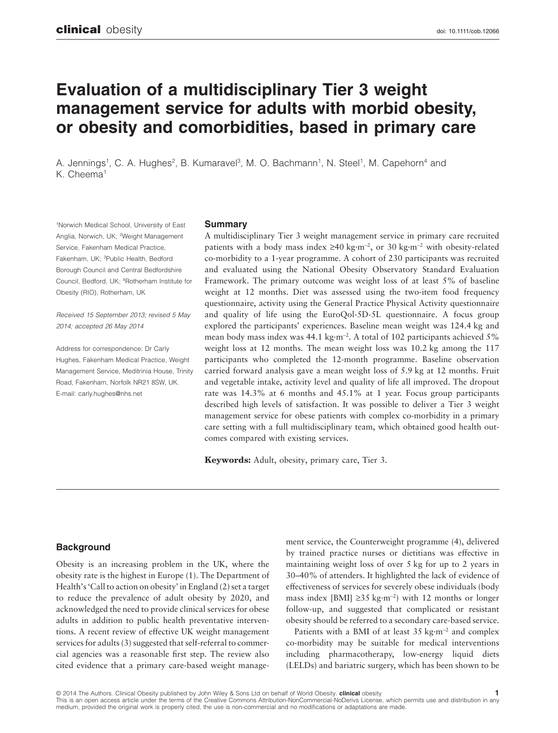# Evaluation of a multidisciplinary Tier 3 weight management service for adults with morbid obesity, or obesity and comorbidities, based in primary care

A. Jennings[1], C. A. Hughes[2], B. Kumaravel[3], M. O. Bachmann[1], N. Steel[1], M. Capehorn[4] and K. Cheema[1]

[1]Norwich Medical School, University of East Anglia, Norwich, UK; [2]Weight Management Service, Fakenham Medical Practice, Fakenham, UK; [3]Public Health, Bedford Borough Council and Central Bedfordshire Council, Bedford, UK; [4]Rotherham Institute for Obesity (RIO), Rotherham, UK

*Received 15 September 2013; revised 5 May 2014; accepted 26 May 2014*

Address for correspondence: Dr Carly Hughes, Fakenham Medical Practice, Weight Management Service, Meditrinia House, Trinity Road, Fakenham, Norfolk NR21 8SW, UK. E-mail: carly.hughes@nhs.net

## Summary

A multidisciplinary Tier 3 weight management service in primary care recruited patients with a body mass index ≥40 kg·m$^{-2}$, or 30 kg·m$^{-2}$ with obesity-related co-morbidity to a 1-year programme. A cohort of 230 participants was recruited and evaluated using the National Obesity Observatory Standard Evaluation Framework. The primary outcome was weight loss of at least 5% of baseline weight at 12 months. Diet was assessed using the two-item food frequency questionnaire, activity using the General Practice Physical Activity questionnaire and quality of life using the EuroQol-5D-5L questionnaire. A focus group explored the participants' experiences. Baseline mean weight was 124.4 kg and mean body mass index was 44.1 kg·m$^{-2}$. A total of 102 participants achieved 5% weight loss at 12 months. The mean weight loss was 10.2 kg among the 117 participants who completed the 12-month programme. Baseline observation carried forward analysis gave a mean weight loss of 5.9 kg at 12 months. Fruit and vegetable intake, activity level and quality of life all improved. The dropout rate was 14.3% at 6 months and 45.1% at 1 year. Focus group participants described high levels of satisfaction. It was possible to deliver a Tier 3 weight management service for obese patients with complex co-morbidity in a primary care setting with a full multidisciplinary team, which obtained good health outcomes compared with existing services.

**Keywords:** Adult, obesity, primary care, Tier 3.

## Background

Obesity is an increasing problem in the UK, where the obesity rate is the highest in Europe (1). The Department of Health's 'Call to action on obesity' in England (2) set a target to reduce the prevalence of adult obesity by 2020, and acknowledged the need to provide clinical services for obese adults in addition to public health preventative interventions. A recent review of effective UK weight management services for adults (3) suggested that self-referral to commercial agencies was a reasonable first step. The review also cited evidence that a primary care-based weight management service, the Counterweight programme (4), delivered by trained practice nurses or dietitians was effective in maintaining weight loss of over 5 kg for up to 2 years in 30–40% of attenders. It highlighted the lack of evidence of effectiveness of services for severely obese individuals (body mass index [BMI] ≥35 kg·m$^{-2}$) with 12 months or longer follow-up, and suggested that complicated or resistant obesity should be referred to a secondary care-based service.

Patients with a BMI of at least 35 kg·m$^{-2}$ and complex co-morbidity may be suitable for medical interventions including pharmacotherapy, low-energy liquid diets (LELDs) and bariatric surgery, which has been shown to be

© 2014 The Authors. Clinical Obesity published by John Wiley & Sons Ltd on behalf of World Obesity. **clinical** obesity
This is an open access article under the terms of the Creative Commons Attribution-NonCommercial-NoDerivs License, which permits use and distribution in any medium, provided the original work is properly cited, the use is non-commercial and no modifications or adaptations are made.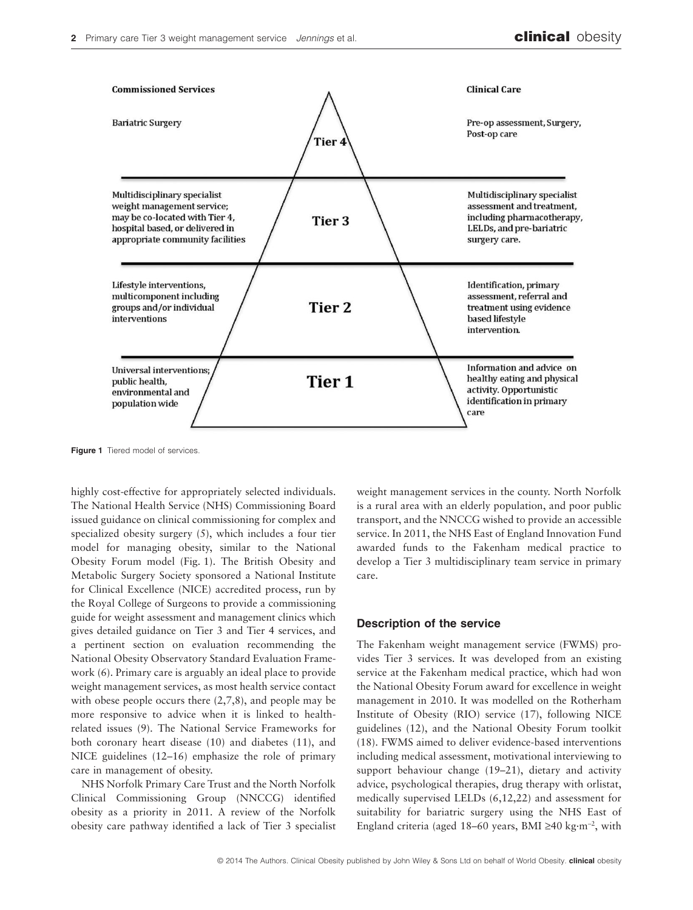| Commissioned Services | | Clinical Care |
|---|---|---|
| Bariatric Surgery | Tier 4 | Pre-op assessment, Surgery, Post-op care |
| Multidisciplinary specialist weight management service; may be co-located with Tier 4, hospital based, or delivered in appropriate community facilities | Tier 3 | Multidisciplinary specialist assessment and treatment, including pharmacotherapy, LELDs, and pre-bariatric surgery care. |
| Lifestyle interventions, multicomponent including groups and/or individual interventions | Tier 2 | Identification, primary assessment, referral and treatment using evidence based lifestyle intervention. |
| Universal interventions; public health, environmental and population wide | Tier 1 | Information and advice on healthy eating and physical activity. Opportunistic identification in primary care |

**Figure 1** Tiered model of services.

highly cost-effective for appropriately selected individuals. The National Health Service (NHS) Commissioning Board issued guidance on clinical commissioning for complex and specialized obesity surgery (5), which includes a four tier model for managing obesity, similar to the National Obesity Forum model (Fig. 1). The British Obesity and Metabolic Surgery Society sponsored a National Institute for Clinical Excellence (NICE) accredited process, run by the Royal College of Surgeons to provide a commissioning guide for weight assessment and management clinics which gives detailed guidance on Tier 3 and Tier 4 services, and a pertinent section on evaluation recommending the National Obesity Observatory Standard Evaluation Framework (6). Primary care is arguably an ideal place to provide weight management services, as most health service contact with obese people occurs there (2,7,8), and people may be more responsive to advice when it is linked to health-related issues (9). The National Service Frameworks for both coronary heart disease (10) and diabetes (11), and NICE guidelines (12–16) emphasize the role of primary care in management of obesity.

NHS Norfolk Primary Care Trust and the North Norfolk Clinical Commissioning Group (NNCCG) identified obesity as a priority in 2011. A review of the Norfolk obesity care pathway identified a lack of Tier 3 specialist weight management services in the county. North Norfolk is a rural area with an elderly population, and poor public transport, and the NNCCG wished to provide an accessible service. In 2011, the NHS East of England Innovation Fund awarded funds to the Fakenham medical practice to develop a Tier 3 multidisciplinary team service in primary care.

## Description of the service

The Fakenham weight management service (FWMS) provides Tier 3 services. It was developed from an existing service at the Fakenham medical practice, which had won the National Obesity Forum award for excellence in weight management in 2010. It was modelled on the Rotherham Institute of Obesity (RIO) service (17), following NICE guidelines (12), and the National Obesity Forum toolkit (18). FWMS aimed to deliver evidence-based interventions including medical assessment, motivational interviewing to support behaviour change (19–21), dietary and activity advice, psychological therapies, drug therapy with orlistat, medically supervised LELDs (6,12,22) and assessment for suitability for bariatric surgery using the NHS East of England criteria (aged 18–60 years, BMI ≥40 $kg \cdot m^{-2}$, with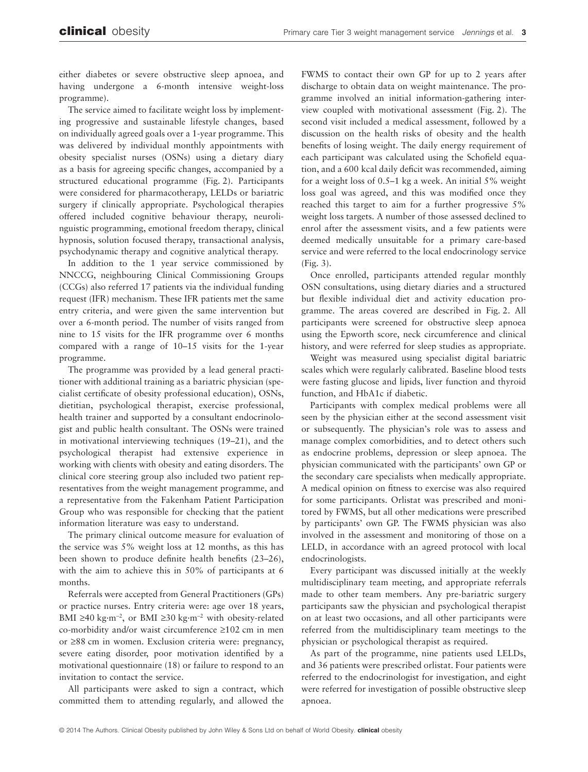either diabetes or severe obstructive sleep apnoea, and having undergone a 6-month intensive weight-loss programme).

The service aimed to facilitate weight loss by implementing progressive and sustainable lifestyle changes, based on individually agreed goals over a 1-year programme. This was delivered by individual monthly appointments with obesity specialist nurses (OSNs) using a dietary diary as a basis for agreeing specific changes, accompanied by a structured educational programme (Fig. 2). Participants were considered for pharmacotherapy, LELDs or bariatric surgery if clinically appropriate. Psychological therapies offered included cognitive behaviour therapy, neurolinguistic programming, emotional freedom therapy, clinical hypnosis, solution focused therapy, transactional analysis, psychodynamic therapy and cognitive analytical therapy.

In addition to the 1 year service commissioned by NNCCG, neighbouring Clinical Commissioning Groups (CCGs) also referred 17 patients via the individual funding request (IFR) mechanism. These IFR patients met the same entry criteria, and were given the same intervention but over a 6-month period. The number of visits ranged from nine to 15 visits for the IFR programme over 6 months compared with a range of 10–15 visits for the 1-year programme.

The programme was provided by a lead general practitioner with additional training as a bariatric physician (specialist certificate of obesity professional education), OSNs, dietitian, psychological therapist, exercise professional, health trainer and supported by a consultant endocrinologist and public health consultant. The OSNs were trained in motivational interviewing techniques (19–21), and the psychological therapist had extensive experience in working with clients with obesity and eating disorders. The clinical core steering group also included two patient representatives from the weight management programme, and a representative from the Fakenham Patient Participation Group who was responsible for checking that the patient information literature was easy to understand.

The primary clinical outcome measure for evaluation of the service was 5% weight loss at 12 months, as this has been shown to produce definite health benefits (23–26), with the aim to achieve this in 50% of participants at 6 months.

Referrals were accepted from General Practitioners (GPs) or practice nurses. Entry criteria were: age over 18 years, BMI ≥40 $kg \cdot m^{-2}$, or BMI ≥30 $kg \cdot m^{-2}$ with obesity-related co-morbidity and/or waist circumference ≥102 cm in men or ≥88 cm in women. Exclusion criteria were: pregnancy, severe eating disorder, poor motivation identified by a motivational questionnaire (18) or failure to respond to an invitation to contact the service.

All participants were asked to sign a contract, which committed them to attending regularly, and allowed the FWMS to contact their own GP for up to 2 years after discharge to obtain data on weight maintenance. The programme involved an initial information-gathering interview coupled with motivational assessment (Fig. 2). The second visit included a medical assessment, followed by a discussion on the health risks of obesity and the health benefits of losing weight. The daily energy requirement of each participant was calculated using the Schofield equation, and a 600 kcal daily deficit was recommended, aiming for a weight loss of 0.5–1 kg a week. An initial 5% weight loss goal was agreed, and this was modified once they reached this target to aim for a further progressive 5% weight loss targets. A number of those assessed declined to enrol after the assessment visits, and a few patients were deemed medically unsuitable for a primary care-based service and were referred to the local endocrinology service (Fig. 3).

Once enrolled, participants attended regular monthly OSN consultations, using dietary diaries and a structured but flexible individual diet and activity education programme. The areas covered are described in Fig. 2. All participants were screened for obstructive sleep apnoea using the Epworth score, neck circumference and clinical history, and were referred for sleep studies as appropriate.

Weight was measured using specialist digital bariatric scales which were regularly calibrated. Baseline blood tests were fasting glucose and lipids, liver function and thyroid function, and HbA1c if diabetic.

Participants with complex medical problems were all seen by the physician either at the second assessment visit or subsequently. The physician's role was to assess and manage complex comorbidities, and to detect others such as endocrine problems, depression or sleep apnoea. The physician communicated with the participants' own GP or the secondary care specialists when medically appropriate. A medical opinion on fitness to exercise was also required for some participants. Orlistat was prescribed and monitored by FWMS, but all other medications were prescribed by participants' own GP. The FWMS physician was also involved in the assessment and monitoring of those on a LELD, in accordance with an agreed protocol with local endocrinologists.

Every participant was discussed initially at the weekly multidisciplinary team meeting, and appropriate referrals made to other team members. Any pre-bariatric surgery participants saw the physician and psychological therapist on at least two occasions, and all other participants were referred from the multidisciplinary team meetings to the physician or psychological therapist as required.

As part of the programme, nine patients used LELDs, and 36 patients were prescribed orlistat. Four patients were referred to the endocrinologist for investigation, and eight were referred for investigation of possible obstructive sleep apnoea.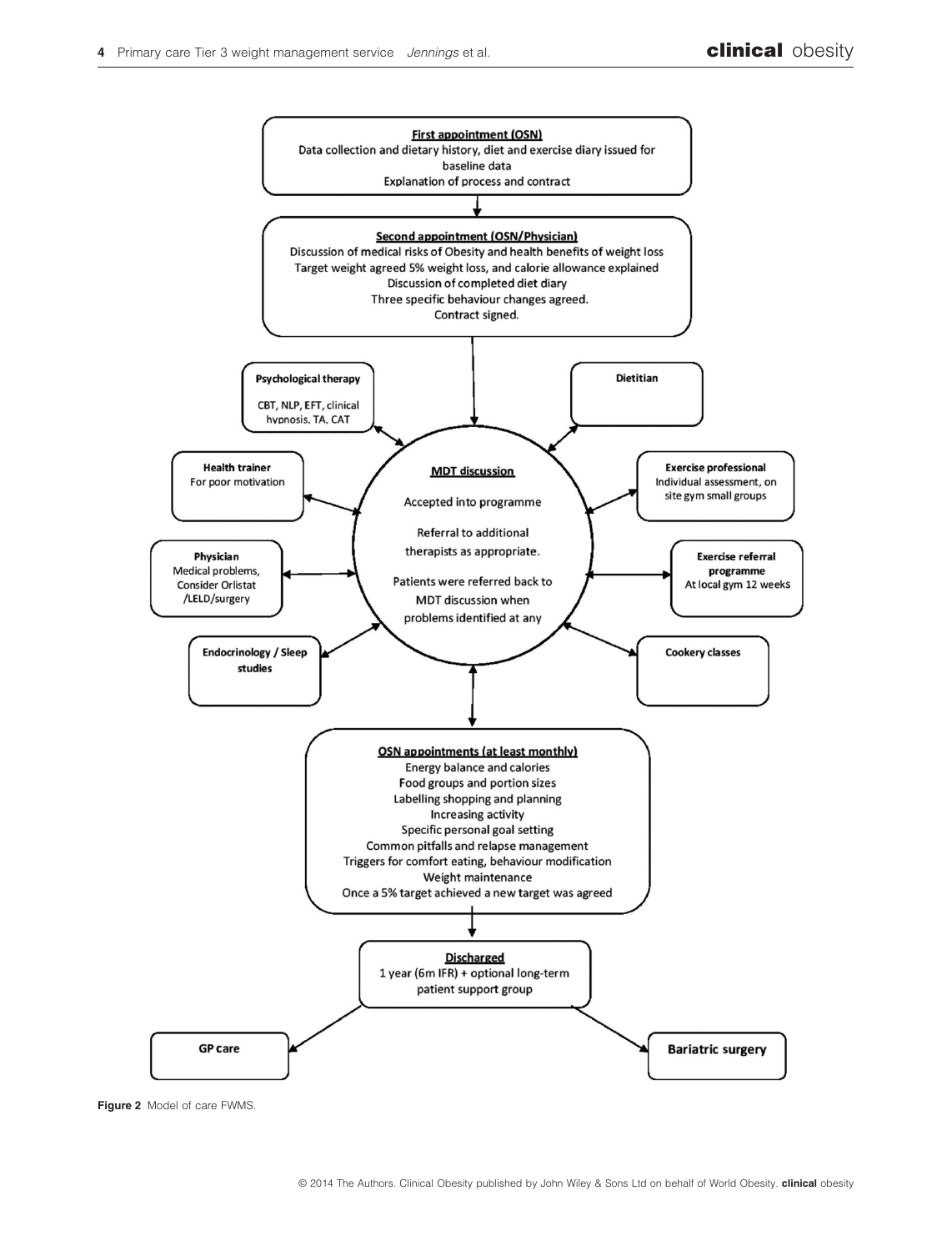**First appointment (OSN)**
Data collection and dietary history, diet and exercise diary issued for baseline data
Explanation of process and contract

**Second appointment (OSN/Physician)**
Discussion of medical risks of Obesity and health benefits of weight loss
Target weight agreed 5% weight loss, and calorie allowance explained
Discussion of completed diet diary
Three specific behaviour changes agreed.
Contract signed.

**Psychological therapy**
CBT, NLP, EFT, clinical hypnosis, TA, CAT

**Dietitian**

**Health trainer**
For poor motivation

**MDT discussion**
Accepted into programme
Referral to additional therapists as appropriate.
Patients were referred back to MDT discussion when problems identified at any

**Exercise professional**
Individual assessment, on site gym small groups

**Physician**
Medical problems, Consider Orlistat /LELD/surgery

**Exercise referral programme**
At local gym 12 weeks

**Endocrinology / Sleep studies**

**Cookery classes**

**OSN appointments (at least monthly)**
Energy balance and calories
Food groups and portion sizes
Labelling shopping and planning
Increasing activity
Specific personal goal setting
Common pitfalls and relapse management
Triggers for comfort eating, behaviour modification
Weight maintenance
Once a 5% target achieved a new target was agreed

**Discharged**
1 year (6m IFR) + optional long-term patient support group

**GP care**

**Bariatric surgery**

**Figure 2** Model of care FWMS.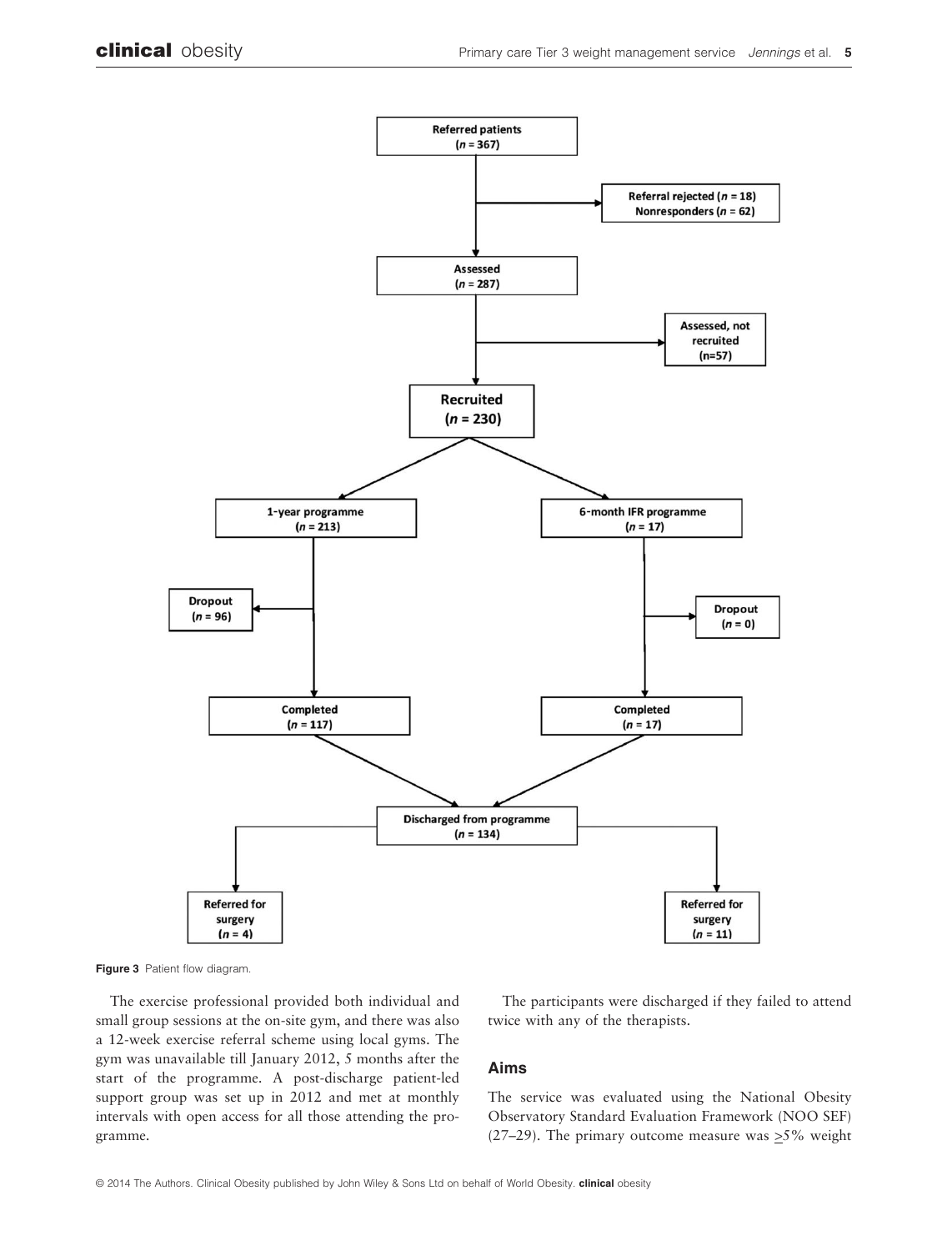**Figure 3** Patient flow diagram.

The exercise professional provided both individual and small group sessions at the on-site gym, and there was also a 12-week exercise referral scheme using local gyms. The gym was unavailable till January 2012, 5 months after the start of the programme. A post-discharge patient-led support group was set up in 2012 and met at monthly intervals with open access for all those attending the programme.

The participants were discharged if they failed to attend twice with any of the therapists.

## Aims

The service was evaluated using the National Obesity Observatory Standard Evaluation Framework (NOO SEF) (27–29). The primary outcome measure was ≥5% weight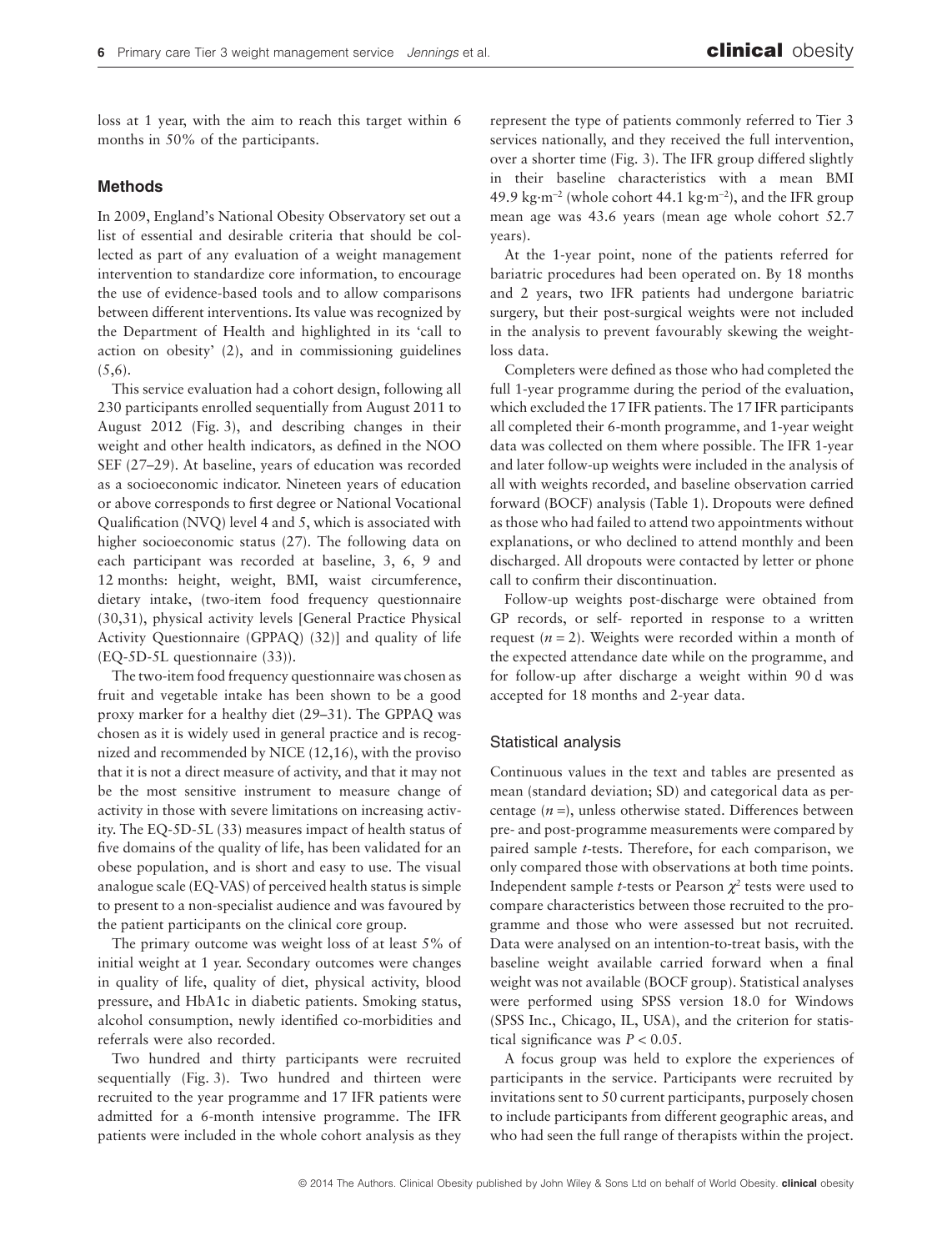loss at 1 year, with the aim to reach this target within 6 months in 50% of the participants.

## Methods

In 2009, England's National Obesity Observatory set out a list of essential and desirable criteria that should be collected as part of any evaluation of a weight management intervention to standardize core information, to encourage the use of evidence-based tools and to allow comparisons between different interventions. Its value was recognized by the Department of Health and highlighted in its 'call to action on obesity' (2), and in commissioning guidelines (5,6).

This service evaluation had a cohort design, following all 230 participants enrolled sequentially from August 2011 to August 2012 (Fig. 3), and describing changes in their weight and other health indicators, as defined in the NOO SEF (27–29). At baseline, years of education was recorded as a socioeconomic indicator. Nineteen years of education or above corresponds to first degree or National Vocational Qualification (NVQ) level 4 and 5, which is associated with higher socioeconomic status (27). The following data on each participant was recorded at baseline, 3, 6, 9 and 12 months: height, weight, BMI, waist circumference, dietary intake, (two-item food frequency questionnaire (30,31), physical activity levels [General Practice Physical Activity Questionnaire (GPPAQ) (32)] and quality of life (EQ-5D-5L questionnaire (33)).

The two-item food frequency questionnaire was chosen as fruit and vegetable intake has been shown to be a good proxy marker for a healthy diet (29–31). The GPPAQ was chosen as it is widely used in general practice and is recognized and recommended by NICE (12,16), with the proviso that it is not a direct measure of activity, and that it may not be the most sensitive instrument to measure change of activity in those with severe limitations on increasing activity. The EQ-5D-5L (33) measures impact of health status of five domains of the quality of life, has been validated for an obese population, and is short and easy to use. The visual analogue scale (EQ-VAS) of perceived health status is simple to present to a non-specialist audience and was favoured by the patient participants on the clinical core group.

The primary outcome was weight loss of at least 5% of initial weight at 1 year. Secondary outcomes were changes in quality of life, quality of diet, physical activity, blood pressure, and HbA1c in diabetic patients. Smoking status, alcohol consumption, newly identified co-morbidities and referrals were also recorded.

Two hundred and thirty participants were recruited sequentially (Fig. 3). Two hundred and thirteen were recruited to the year programme and 17 IFR patients were admitted for a 6-month intensive programme. The IFR patients were included in the whole cohort analysis as they represent the type of patients commonly referred to Tier 3 services nationally, and they received the full intervention, over a shorter time (Fig. 3). The IFR group differed slightly in their baseline characteristics with a mean BMI 49.9 kg·m$^{-2}$ (whole cohort 44.1 kg·m$^{-2}$), and the IFR group mean age was 43.6 years (mean age whole cohort 52.7 years).

At the 1-year point, none of the patients referred for bariatric procedures had been operated on. By 18 months and 2 years, two IFR patients had undergone bariatric surgery, but their post-surgical weights were not included in the analysis to prevent favourably skewing the weight-loss data.

Completers were defined as those who had completed the full 1-year programme during the period of the evaluation, which excluded the 17 IFR patients. The 17 IFR participants all completed their 6-month programme, and 1-year weight data was collected on them where possible. The IFR 1-year and later follow-up weights were included in the analysis of all with weights recorded, and baseline observation carried forward (BOCF) analysis (Table 1). Dropouts were defined as those who had failed to attend two appointments without explanations, or who declined to attend monthly and been discharged. All dropouts were contacted by letter or phone call to confirm their discontinuation.

Follow-up weights post-discharge were obtained from GP records, or self- reported in response to a written request ($n = 2$). Weights were recorded within a month of the expected attendance date while on the programme, and for follow-up after discharge a weight within 90 d was accepted for 18 months and 2-year data.

### Statistical analysis

Continuous values in the text and tables are presented as mean (standard deviation; SD) and categorical data as percentage ($n =$), unless otherwise stated. Differences between pre- and post-programme measurements were compared by paired sample *t*-tests. Therefore, for each comparison, we only compared those with observations at both time points. Independent sample *t*-tests or Pearson $\chi^2$ tests were used to compare characteristics between those recruited to the programme and those who were assessed but not recruited. Data were analysed on an intention-to-treat basis, with the baseline weight available carried forward when a final weight was not available (BOCF group). Statistical analyses were performed using SPSS version 18.0 for Windows (SPSS Inc., Chicago, IL, USA), and the criterion for statistical significance was $P < 0.05$.

A focus group was held to explore the experiences of participants in the service. Participants were recruited by invitations sent to 50 current participants, purposely chosen to include participants from different geographic areas, and who had seen the full range of therapists within the project.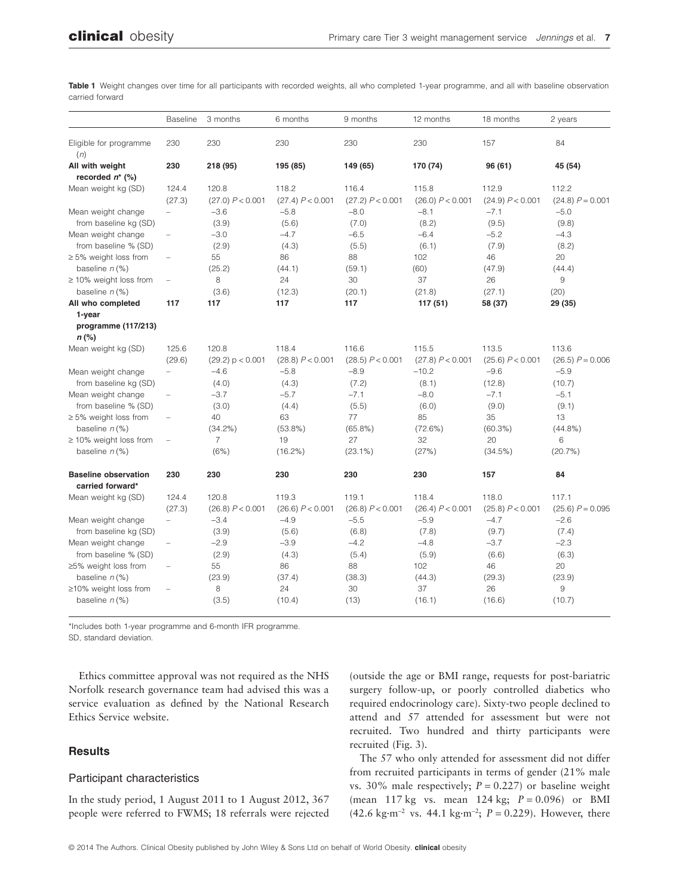**Table 1** Weight changes over time for all participants with recorded weights, all who completed 1-year programme, and all with baseline observation carried forward

| | Baseline | 3 months | 6 months | 9 months | 12 months | 18 months | 2 years |
|---|---|---|---|---|---|---|---|
| Eligible for programme (*n*) | 230 | 230 | 230 | 230 | 230 | 157 | 84 |
| **All with weight recorded $n^*$ (%)** | **230** | **218 (95)** | **195 (85)** | **149 (65)** | **170 (74)** | **96 (61)** | **45 (54)** |
| Mean weight kg (SD) | 124.4 (27.3) | 120.8 (27.0) $P < 0.001$ | 118.2 (27.4) $P < 0.001$ | 116.4 (27.2) $P < 0.001$ | 115.8 (26.0) $P < 0.001$ | 112.9 (24.9) $P < 0.001$ | 112.2 (24.8) $P = 0.001$ |
| Mean weight change from baseline kg (SD) | – | −3.6 (3.9) | −5.8 (5.6) | −8.0 (7.0) | −8.1 (8.2) | −7.1 (9.5) | −5.0 (9.8) |
| Mean weight change from baseline % (SD) | – | −3.0 (2.9) | −4.7 (4.3) | −6.5 (5.5) | −6.4 (6.1) | −5.2 (7.9) | −4.3 (8.2) |
| ≥ 5% weight loss from baseline *n* (%) | – | 55 (25.2) | 86 (44.1) | 88 (59.1) | 102 (60) | 46 (47.9) | 20 (44.4) |
| ≥ 10% weight loss from baseline *n* (%) | – | 8 (3.6) | 24 (12.3) | 30 (20.1) | 37 (21.8) | 26 (27.1) | 9 (20) |
| **All who completed 1-year programme (117/213) *n* (%)** | **117** | **117** | **117** | **117** | **117 (51)** | **58 (37)** | **29 (35)** |
| Mean weight kg (SD) | 125.6 (29.6) | 120.8 (29.2) $p < 0.001$ | 118.4 (28.8) $P < 0.001$ | 116.6 (28.5) $P < 0.001$ | 115.5 (27.8) $P < 0.001$ | 113.5 (25.6) $P < 0.001$ | 113.6 (26.5) $P = 0.006$ |
| Mean weight change from baseline kg (SD) | – | −4.6 (4.0) | −5.8 (4.3) | −8.9 (7.2) | −10.2 (8.1) | −9.6 (12.8) | −5.9 (10.7) |
| Mean weight change from baseline % (SD) | – | −3.7 (3.0) | −5.7 (4.4) | −7.1 (5.5) | −8.0 (6.0) | −7.1 (9.0) | −5.1 (9.1) |
| ≥ 5% weight loss from baseline *n* (%) | – | 40 (34.2%) | 63 (53.8%) | 77 (65.8%) | 85 (72.6%) | 35 (60.3%) | 13 (44.8%) |
| ≥ 10% weight loss from baseline *n* (%) | – | 7 (6%) | 19 (16.2%) | 27 (23.1%) | 32 (27%) | 20 (34.5%) | 6 (20.7%) |
| **Baseline observation carried forward*** | **230** | **230** | **230** | **230** | **230** | **157** | **84** |
| Mean weight kg (SD) | 124.4 (27.3) | 120.8 (26.8) $P < 0.001$ | 119.3 (26.6) $P < 0.001$ | 119.1 (26.8) $P < 0.001$ | 118.4 (26.4) $P < 0.001$ | 118.0 (25.8) $P < 0.001$ | 117.1 (25.6) $P = 0.095$ |
| Mean weight change from baseline kg (SD) | – | −3.4 (3.9) | −4.9 (5.6) | −5.5 (6.8) | −5.9 (7.8) | −4.7 (9.7) | −2.6 (7.4) |
| Mean weight change from baseline % (SD) | – | −2.9 (2.9) | −3.9 (4.3) | −4.2 (5.4) | −4.8 (5.9) | −3.7 (6.6) | −2.3 (6.3) |
| ≥5% weight loss from baseline *n* (%) | – | 55 (23.9) | 86 (37.4) | 88 (38.3) | 102 (44.3) | 46 (29.3) | 20 (23.9) |
| ≥10% weight loss from baseline *n* (%) | – | 8 (3.5) | 24 (10.4) | 30 (13) | 37 (16.1) | 26 (16.6) | 9 (10.7) |

*Includes both 1-year programme and 6-month IFR programme.
SD, standard deviation.

Ethics committee approval was not required as the NHS Norfolk research governance team had advised this was a service evaluation as defined by the National Research Ethics Service website.

## Results

### Participant characteristics

In the study period, 1 August 2011 to 1 August 2012, 367 people were referred to FWMS; 18 referrals were rejected (outside the age or BMI range, requests for post-bariatric surgery follow-up, or poorly controlled diabetics who required endocrinology care). Sixty-two people declined to attend and 57 attended for assessment but were not recruited. Two hundred and thirty participants were recruited (Fig. 3).

The 57 who only attended for assessment did not differ from recruited participants in terms of gender (21% male vs. 30% male respectively; $P = 0.227$) or baseline weight (mean 117 kg vs. mean 124 kg; $P = 0.096$) or BMI (42.6 $kg \cdot m^{-2}$ vs. 44.1 $kg \cdot m^{-2}$; $P = 0.229$). However, there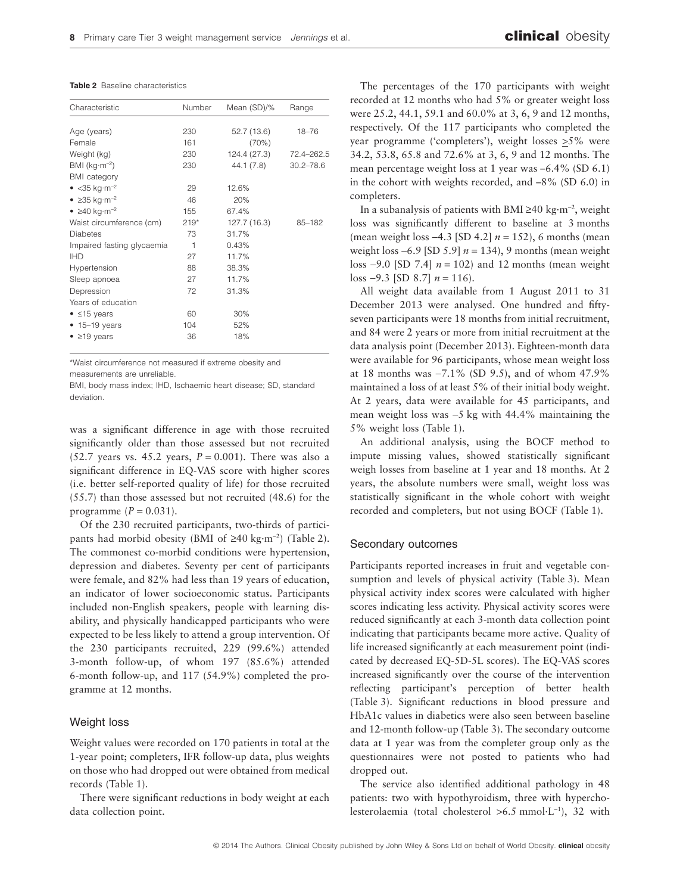**Table 2** Baseline characteristics

| Characteristic | Number | Mean (SD)/% | Range |
|---|---|---|---|
| Age (years) | 230 | 52.7 (13.6) | 18–76 |
| Female | 161 | (70%) | |
| Weight (kg) | 230 | 124.4 (27.3) | 72.4–262.5 |
| BMI (kg·m$^{-2}$) | 230 | 44.1 (7.8) | 30.2–78.6 |
| BMI category | | | |
| • <35 kg·m$^{-2}$ | 29 | 12.6% | |
| • ≥35 kg·m$^{-2}$ | 46 | 20% | |
| • ≥40 kg·m$^{-2}$ | 155 | 67.4% | |
| Waist circumference (cm) | 219* | 127.7 (16.3) | 85–182 |
| Diabetes | 73 | 31.7% | |
| Impaired fasting glycaemia | 1 | 0.43% | |
| IHD | 27 | 11.7% | |
| Hypertension | 88 | 38.3% | |
| Sleep apnoea | 27 | 11.7% | |
| Depression | 72 | 31.3% | |
| Years of education | | | |
| • ≤15 years | 60 | 30% | |
| • 15–19 years | 104 | 52% | |
| • ≥19 years | 36 | 18% | |

*Waist circumference not measured if extreme obesity and measurements are unreliable.

BMI, body mass index; IHD, Ischaemic heart disease; SD, standard deviation.

was a significant difference in age with those recruited significantly older than those assessed but not recruited (52.7 years vs. 45.2 years, $P = 0.001$). There was also a significant difference in EQ-VAS score with higher scores (i.e. better self-reported quality of life) for those recruited (55.7) than those assessed but not recruited (48.6) for the programme ($P = 0.031$).

Of the 230 recruited participants, two-thirds of participants had morbid obesity (BMI of ≥40 kg·m$^{-2}$) (Table 2). The commonest co-morbid conditions were hypertension, depression and diabetes. Seventy per cent of participants were female, and 82% had less than 19 years of education, an indicator of lower socioeconomic status. Participants included non-English speakers, people with learning disability, and physically handicapped participants who were expected to be less likely to attend a group intervention. Of the 230 participants recruited, 229 (99.6%) attended 3-month follow-up, of whom 197 (85.6%) attended 6-month follow-up, and 117 (54.9%) completed the programme at 12 months.

## Weight loss

Weight values were recorded on 170 patients in total at the 1-year point; completers, IFR follow-up data, plus weights on those who had dropped out were obtained from medical records (Table 1).

There were significant reductions in body weight at each data collection point.

The percentages of the 170 participants with weight recorded at 12 months who had 5% or greater weight loss were 25.2, 44.1, 59.1 and 60.0% at 3, 6, 9 and 12 months, respectively. Of the 117 participants who completed the year programme ('completers'), weight losses >5% were 34.2, 53.8, 65.8 and 72.6% at 3, 6, 9 and 12 months. The mean percentage weight loss at 1 year was −6.4% (SD 6.1) in the cohort with weights recorded, and −8% (SD 6.0) in completers.

In a subanalysis of patients with BMI ≥40 kg·m$^{-2}$, weight loss was significantly different to baseline at 3 months (mean weight loss −4.3 [SD 4.2] $n = 152$), 6 months (mean weight loss −6.9 [SD 5.9] $n = 134$), 9 months (mean weight loss −9.0 [SD 7.4] $n = 102$) and 12 months (mean weight loss −9.3 [SD 8.7] $n = 116$).

All weight data available from 1 August 2011 to 31 December 2013 were analysed. One hundred and fifty-seven participants were 18 months from initial recruitment, and 84 were 2 years or more from initial recruitment at the data analysis point (December 2013). Eighteen-month data were available for 96 participants, whose mean weight loss at 18 months was −7.1% (SD 9.5), and of whom 47.9% maintained a loss of at least 5% of their initial body weight. At 2 years, data were available for 45 participants, and mean weight loss was −5 kg with 44.4% maintaining the 5% weight loss (Table 1).

An additional analysis, using the BOCF method to impute missing values, showed statistically significant weigh losses from baseline at 1 year and 18 months. At 2 years, the absolute numbers were small, weight loss was statistically significant in the whole cohort with weight recorded and completers, but not using BOCF (Table 1).

## Secondary outcomes

Participants reported increases in fruit and vegetable consumption and levels of physical activity (Table 3). Mean physical activity index scores were calculated with higher scores indicating less activity. Physical activity scores were reduced significantly at each 3-month data collection point indicating that participants became more active. Quality of life increased significantly at each measurement point (indicated by decreased EQ-5D-5L scores). The EQ-VAS scores increased significantly over the course of the intervention reflecting participant's perception of better health (Table 3). Significant reductions in blood pressure and HbA1c values in diabetics were also seen between baseline and 12-month follow-up (Table 3). The secondary outcome data at 1 year was from the completer group only as the questionnaires were not posted to patients who had dropped out.

The service also identified additional pathology in 48 patients: two with hypothyroidism, three with hypercholesterolaemia (total cholesterol >6.5 mmol·L$^{-1}$), 32 with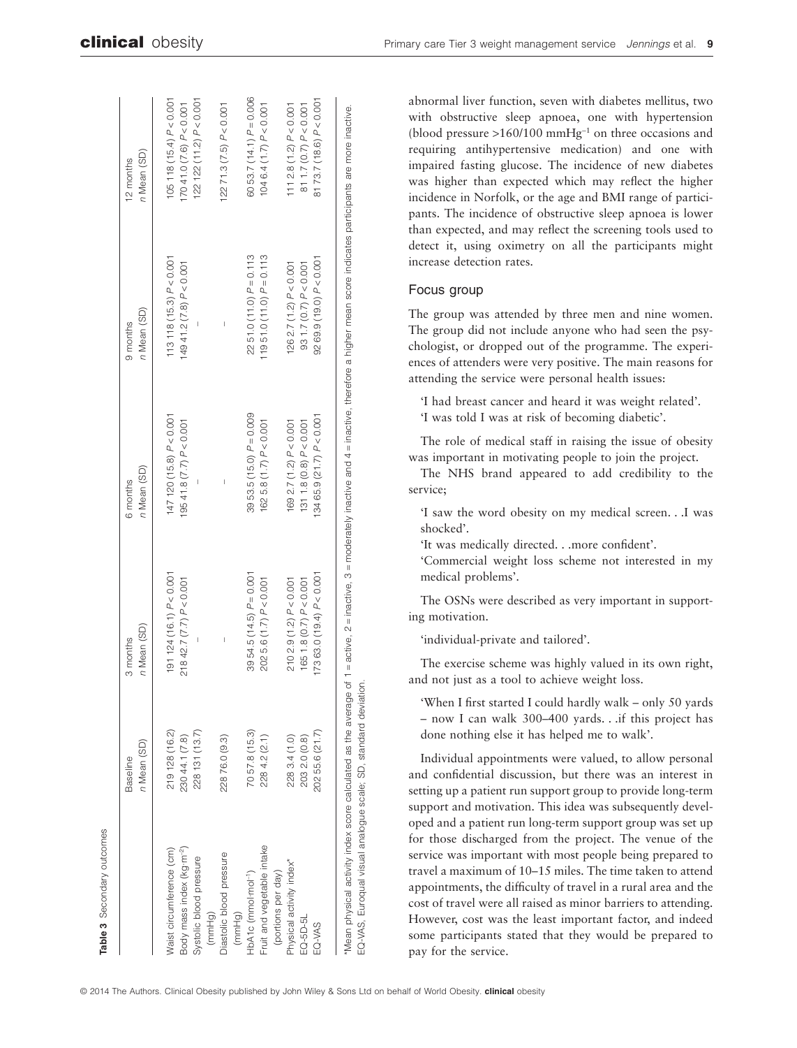**Table 3** Secondary outcomes

| | Baseline n Mean (SD) | 3 months n Mean (SD) | 6 months n Mean (SD) | 9 months n Mean (SD) | 12 months n Mean (SD) |
|---|---|---|---|---|---|
| Waist circumference (cm) | 219 128 (16.2) | 191 124 (16.1) $P < 0.001$ | 147 120 (15.8) $P < 0.001$ | 113 118 (15.3) $P < 0.001$ | 105 118 (15.4) $P < 0.001$ |
| Body mass index (kg m$^{-2}$) | 230 44.1 (7.8) | 218 42.7 (7.7) $P < 0.001$ | 195 41.8 (7.7) $P < 0.001$ | 149 41.2 (7.8) $P < 0.001$ | 170 41.0 (7.6) $P < 0.001$ |
| Systolic blood pressure (mmHg) | 228 131 (13.7) | – | – | – | 122 122 (11.2) $P < 0.001$ |
| Diastolic blood pressure (mmHg) | 228 76.0 (9.3) | – | – | – | 122 71.3 (7.5) $P < 0.001$ |
| HbA1c (mmol mol$^{-1}$) | 70 57.8 (15.3) | 39 54.5 (14.5) $P = 0.001$ | 39 53.5 (15.0) $P = 0.009$ | 22 51.0 (11.0) $P = 0.113$ | 60 53.7 (14.1) $P = 0.006$ |
| Fruit and vegetable intake (portions per day) | 228 4.2 (2.1) | 202 5.6 (1.7) $P < 0.001$ | 162 5.8 (1.7) $P < 0.001$ | 119 51.0 (11.0) $P = 0.113$ | 104 6.4 (1.7) $P < 0.001$ |
| Physical activity index* | 228 3.4 (1.0) | 210 2.9 (1.2) $P < 0.001$ | 169 2.7 (1.2) $P < 0.001$ | 126 2.7 (1.2) $P < 0.001$ | 111 2.8 (1.2) $P < 0.001$ |
| EQ-5D-5L | 203 2.0 (0.8) | 165 1.8 (0.7) $P < 0.001$ | 131 1.8 (0.8) $P < 0.001$ | 93 1.7 (0.7) $P < 0.001$ | 81 1.7 (0.7) $P < 0.001$ |
| EQ-VAS | 202 55.6 (21.7) | 173 63.0 (19.4) $P < 0.001$ | 134 65.9 (21.7) $P < 0.001$ | 92 69.9 (19.0) $P < 0.001$ | 81 73.7 (18.6) $P < 0.001$ |

*Mean physical activity index score calculated as the average of 1 = active, 2 = inactive, 3 = moderately inactive and 4 = inactive, therefore a higher mean score indicates participants are more inactive.
EQ-VAS, Euroqual visual analogue scale; SD, standard deviation.

abnormal liver function, seven with diabetes mellitus, two with obstructive sleep apnoea, one with hypertension (blood pressure >160/100 mmHg$^{-1}$ on three occasions and requiring antihypertensive medication) and one with impaired fasting glucose. The incidence of new diabetes was higher than expected which may reflect the higher incidence in Norfolk, or the age and BMI range of participants. The incidence of obstructive sleep apnoea is lower than expected, and may reflect the screening tools used to detect it, using oximetry on all the participants might increase detection rates.

## Focus group

The group was attended by three men and nine women. The group did not include anyone who had seen the psychologist, or dropped out of the programme. The experiences of attenders were very positive. The main reasons for attending the service were personal health issues:

> 'I had breast cancer and heard it was weight related'.
> 'I was told I was at risk of becoming diabetic'.

The role of medical staff in raising the issue of obesity was important in motivating people to join the project.

The NHS brand appeared to add credibility to the service;

> 'I saw the word obesity on my medical screen. . .I was shocked'.
> 'It was medically directed. . .more confident'.
> 'Commercial weight loss scheme not interested in my medical problems'.

The OSNs were described as very important in supporting motivation.

> 'individual-private and tailored'.

The exercise scheme was highly valued in its own right, and not just as a tool to achieve weight loss.

> 'When I first started I could hardly walk – only 50 yards – now I can walk 300–400 yards. . .if this project has done nothing else it has helped me to walk'.

Individual appointments were valued, to allow personal and confidential discussion, but there was an interest in setting up a patient run support group to provide long-term support and motivation. This idea was subsequently developed and a patient run long-term support group was set up for those discharged from the project. The venue of the service was important with most people being prepared to travel a maximum of 10–15 miles. The time taken to attend appointments, the difficulty of travel in a rural area and the cost of travel were all raised as minor barriers to attending. However, cost was the least important factor, and indeed some participants stated that they would be prepared to pay for the service.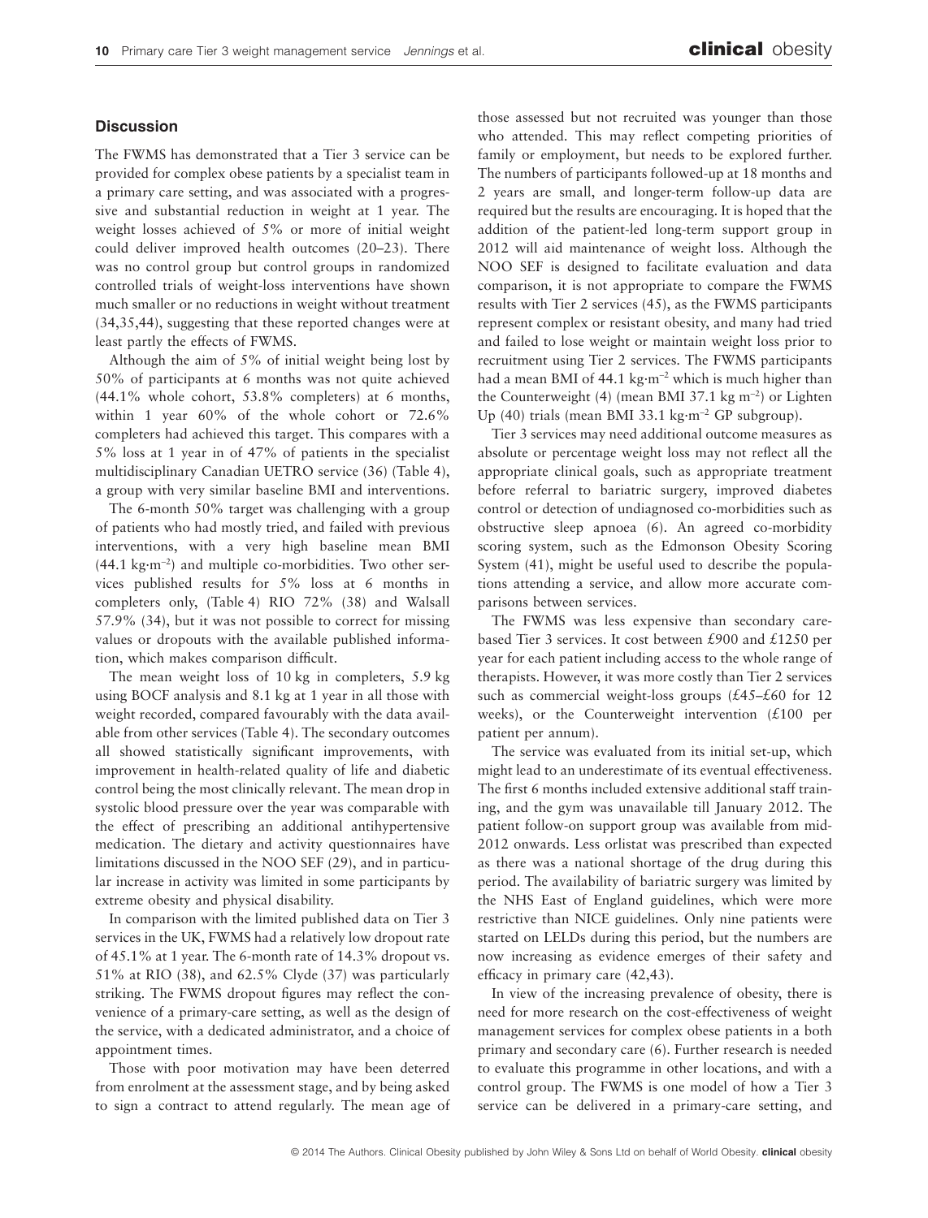## Discussion

The FWMS has demonstrated that a Tier 3 service can be provided for complex obese patients by a specialist team in a primary care setting, and was associated with a progressive and substantial reduction in weight at 1 year. The weight losses achieved of 5% or more of initial weight could deliver improved health outcomes (20–23). There was no control group but control groups in randomized controlled trials of weight-loss interventions have shown much smaller or no reductions in weight without treatment (34,35,44), suggesting that these reported changes were at least partly the effects of FWMS.

Although the aim of 5% of initial weight being lost by 50% of participants at 6 months was not quite achieved (44.1% whole cohort, 53.8% completers) at 6 months, within 1 year 60% of the whole cohort or 72.6% completers had achieved this target. This compares with a 5% loss at 1 year in of 47% of patients in the specialist multidisciplinary Canadian UETRO service (36) (Table 4), a group with very similar baseline BMI and interventions.

The 6-month 50% target was challenging with a group of patients who had mostly tried, and failed with previous interventions, with a very high baseline mean BMI (44.1 kg·m$^{-2}$) and multiple co-morbidities. Two other services published results for 5% loss at 6 months in completers only, (Table 4) RIO 72% (38) and Walsall 57.9% (34), but it was not possible to correct for missing values or dropouts with the available published information, which makes comparison difficult.

The mean weight loss of 10 kg in completers, 5.9 kg using BOCF analysis and 8.1 kg at 1 year in all those with weight recorded, compared favourably with the data available from other services (Table 4). The secondary outcomes all showed statistically significant improvements, with improvement in health-related quality of life and diabetic control being the most clinically relevant. The mean drop in systolic blood pressure over the year was comparable with the effect of prescribing an additional antihypertensive medication. The dietary and activity questionnaires have limitations discussed in the NOO SEF (29), and in particular increase in activity was limited in some participants by extreme obesity and physical disability.

In comparison with the limited published data on Tier 3 services in the UK, FWMS had a relatively low dropout rate of 45.1% at 1 year. The 6-month rate of 14.3% dropout vs. 51% at RIO (38), and 62.5% Clyde (37) was particularly striking. The FWMS dropout figures may reflect the convenience of a primary-care setting, as well as the design of the service, with a dedicated administrator, and a choice of appointment times.

Those with poor motivation may have been deterred from enrolment at the assessment stage, and by being asked to sign a contract to attend regularly. The mean age of those assessed but not recruited was younger than those who attended. This may reflect competing priorities of family or employment, but needs to be explored further. The numbers of participants followed-up at 18 months and 2 years are small, and longer-term follow-up data are required but the results are encouraging. It is hoped that the addition of the patient-led long-term support group in 2012 will aid maintenance of weight loss. Although the NOO SEF is designed to facilitate evaluation and data comparison, it is not appropriate to compare the FWMS results with Tier 2 services (45), as the FWMS participants represent complex or resistant obesity, and many had tried and failed to lose weight or maintain weight loss prior to recruitment using Tier 2 services. The FWMS participants had a mean BMI of 44.1 kg·m$^{-2}$ which is much higher than the Counterweight (4) (mean BMI 37.1 kg m$^{-2}$) or Lighten Up (40) trials (mean BMI 33.1 kg·m$^{-2}$ GP subgroup).

Tier 3 services may need additional outcome measures as absolute or percentage weight loss may not reflect all the appropriate clinical goals, such as appropriate treatment before referral to bariatric surgery, improved diabetes control or detection of undiagnosed co-morbidities such as obstructive sleep apnoea (6). An agreed co-morbidity scoring system, such as the Edmonson Obesity Scoring System (41), might be useful used to describe the populations attending a service, and allow more accurate comparisons between services.

The FWMS was less expensive than secondary care-based Tier 3 services. It cost between £900 and £1250 per year for each patient including access to the whole range of therapists. However, it was more costly than Tier 2 services such as commercial weight-loss groups (£45–£60 for 12 weeks), or the Counterweight intervention (£100 per patient per annum).

The service was evaluated from its initial set-up, which might lead to an underestimate of its eventual effectiveness. The first 6 months included extensive additional staff training, and the gym was unavailable till January 2012. The patient follow-on support group was available from mid-2012 onwards. Less orlistat was prescribed than expected as there was a national shortage of the drug during this period. The availability of bariatric surgery was limited by the NHS East of England guidelines, which were more restrictive than NICE guidelines. Only nine patients were started on LELDs during this period, but the numbers are now increasing as evidence emerges of their safety and efficacy in primary care (42,43).

In view of the increasing prevalence of obesity, there is need for more research on the cost-effectiveness of weight management services for complex obese patients in a both primary and secondary care (6). Further research is needed to evaluate this programme in other locations, and with a control group. The FWMS is one model of how a Tier 3 service can be delivered in a primary-care setting, and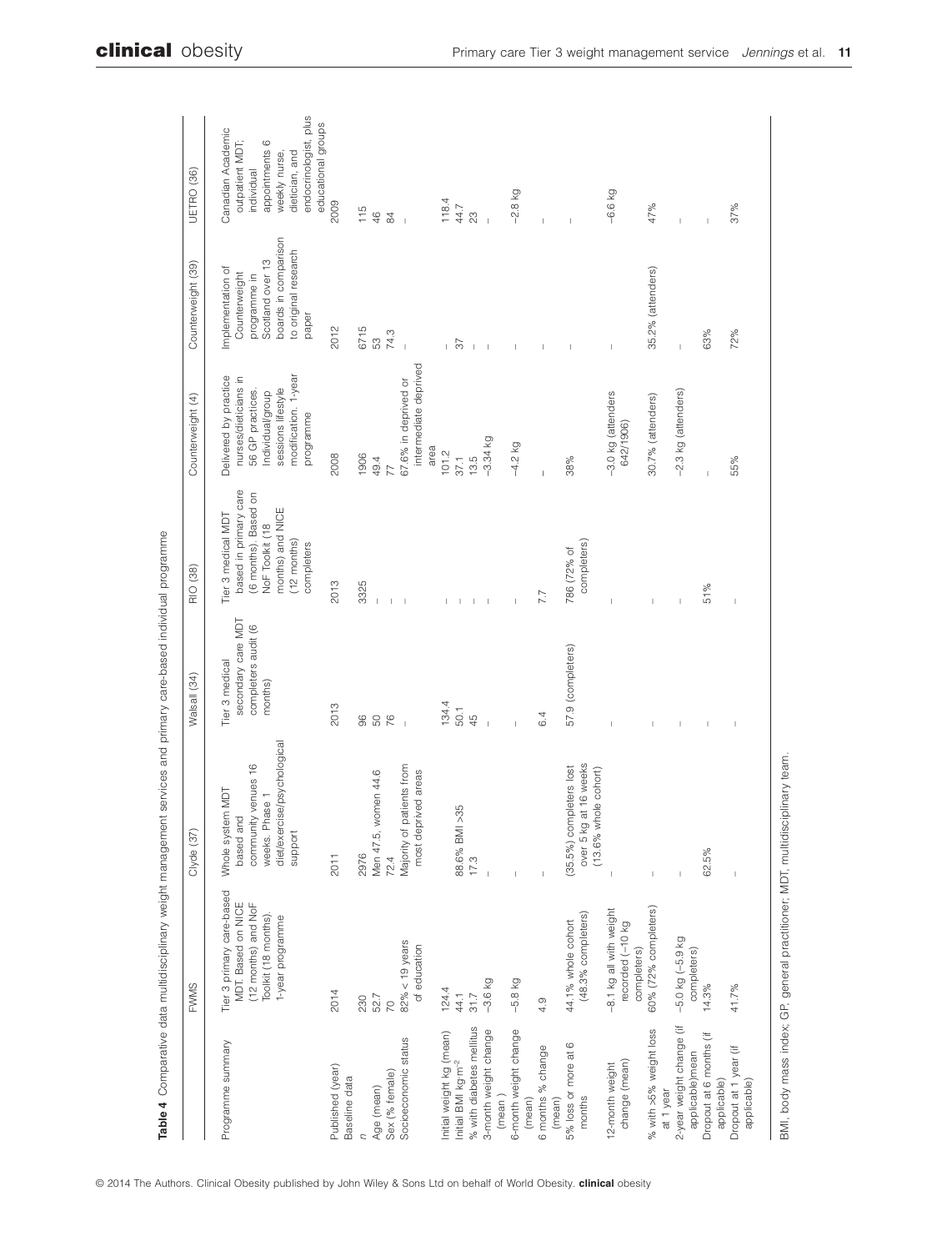**Table 4** Comparative data multidisciplinary weight management services and primary care-based individual programme

| | FWMS | Clyde (37) | Walsall (34) | RIO (38) | Counterweight (4) | Counterweight (39) | UETRO (36) |
|---|---|---|---|---|---|---|---|
| Programme summary | Tier 3 primary care-based MDT. Based on NICE (12 months) and NoF Toolkit (18 months). 1-year programme | Whole system MDT based and community venues 16 weeks. Phase 1 diet/exercise/psychological support | Tier 3 medical secondary care MDT completers audit (6 months) | Tier 3 medical MDT based in primary care (6 months). Based on NoF Toolkit (18 months) and NICE (12 months) completers | Delivered by practice nurses/dieticians in 56 GP practices. Individual/group sessions lifestyle modification. 1-year programme | Implementation of Counterweight programme in Scotland over 13 boards in comparison to original research paper | Canadian Academic outpatient MDT; individual appointments 6 weekly nurse, dietician, and endocrinologist, plus educational groups |
| Published (year) | 2014 | 2011 | 2013 | 2013 | 2008 | 2012 | 2009 |
| Baseline data | | | | | | | |
| *n* | 230 | 2976 | 96 | 3325 | 1906 | 6715 | 115 |
| Age (mean) | 52.7 | Men 47.5, women 44.6 | 50 | – | 49.4 | 53 | 46 |
| Sex (% female) | 70 | 72.4 | 76 | – | 77 | 74.3 | 84 |
| Socioeconomic status | 82% < 19 years of education | Majority of patients from most deprived areas | – | – | 67.6% in deprived or intermediate deprived area | – | – |
| Initial weight kg (mean) | 124.4 | | 134.4 | – | 101.2 | – | 118.4 |
| Initial BMI kg m$^{-2}$ | 44.1 | 88.6% BMI >35 | 50.1 | – | 37.1 | 37 | 44.7 |
| % with diabetes mellitus | 31.7 | 17.3 | 45 | – | 13.5 | – | 23 |
| 3-month weight change (mean ) | −3.6 kg | – | – | – | −3.34 kg | | – |
| 6-month weight change (mean) | −5.8 kg | – | – | – | −4.2 kg | – | −2.8 kg |
| 6 months % change (mean) | 4.9 | – | 6.4 | 7.7 | – | – | – |
| 5% loss or more at 6 months | 44.1% whole cohort (48.3% completers) | (35.5%) completers lost over 5 kg at 16 weeks (13.6% whole cohort) | 57.9 (completers) | 786 (72% of completers) | 38% | – | – |
| 12-month weight change (mean) | −8.1 kg all with weight recorded (−10 kg completers) | – | – | – | −3.0 kg (attenders 642/1906) | – | −6.6 kg |
| % with >5% weight loss at 1 year | 60% (72% completers) | – | – | – | 30.7% (attenders) | 35.2% (attenders) | 47% |
| 2-year weight change (if applicable)mean | −5.0 kg (−5.9 kg completers) | – | – | – | −2.3 kg (attenders) | – | – |
| Dropout at 6 months (if applicable) | 14.3% | 62.5% | – | 51% | – | 63% | – |
| Dropout at 1 year (if applicable) | 41.7% | – | – | – | 55% | 72% | 37% |

BMI, body mass index; GP, general practitioner; MDT, multidisciplinary team.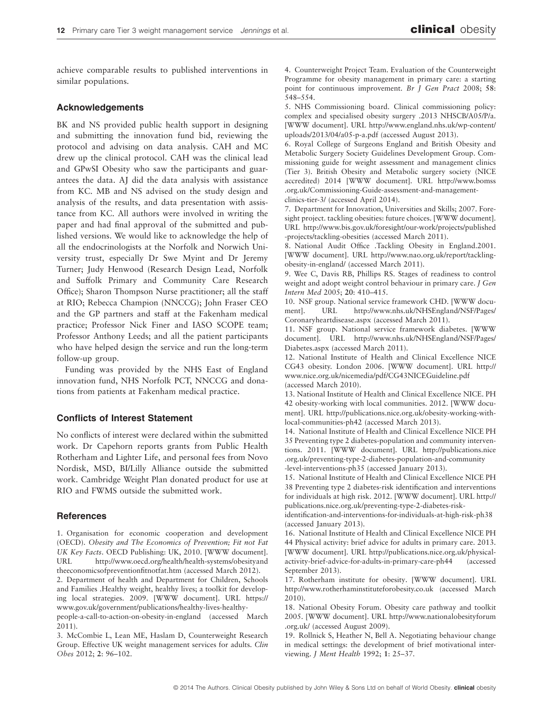achieve comparable results to published interventions in similar populations.

## Acknowledgements

BK and NS provided public health support in designing and submitting the innovation fund bid, reviewing the protocol and advising on data analysis. CAH and MC drew up the clinical protocol. CAH was the clinical lead and GPwSI Obesity who saw the participants and guarantees the data. AJ did the data analysis with assistance from KC. MB and NS advised on the study design and analysis of the results, and data presentation with assistance from KC. All authors were involved in writing the paper and had final approval of the submitted and published versions. We would like to acknowledge the help of all the endocrinologists at the Norfolk and Norwich University trust, especially Dr Swe Myint and Dr Jeremy Turner; Judy Henwood (Research Design Lead, Norfolk and Suffolk Primary and Community Care Research Office); Sharon Thompson Nurse practitioner; all the staff at RIO; Rebecca Champion (NNCCG); John Fraser CEO and the GP partners and staff at the Fakenham medical practice; Professor Nick Finer and IASO SCOPE team; Professor Anthony Leeds; and all the patient participants who have helped design the service and run the long-term follow-up group.

Funding was provided by the NHS East of England innovation fund, NHS Norfolk PCT, NNCCG and donations from patients at Fakenham medical practice.

## Conflicts of Interest Statement

No conflicts of interest were declared within the submitted work. Dr Capehorn reports grants from Public Health Rotherham and Lighter Life, and personal fees from Novo Nordisk, MSD, BI/Lilly Alliance outside the submitted work. Cambridge Weight Plan donated product for use at RIO and FWMS outside the submitted work.

## References

1. Organisation for economic cooperation and development (OECD). *Obesity and The Economics of Prevention; Fit not Fat UK Key Facts*. OECD Publishing: UK, 2010. [WWW document]. URL http://www.oecd.org/health/health-systems/obesityandtheeconomicsofpreventionfitnotfat.htm (accessed March 2012).
2. Department of health and Department for Children, Schools and Families .Healthy weight, healthy lives; a toolkit for developing local strategies. 2009. [WWW document]. URL https://www.gov.uk/government/publications/healthy-lives-healthy-people-a-call-to-action-on-obesity-in-england (accessed March 2011).
3. McCombie L, Lean ME, Haslam D, Counterweight Research Group. Effective UK weight management services for adults. *Clin Obes* 2012; **2**: 96–102.
4. Counterweight Project Team. Evaluation of the Counterweight Programme for obesity management in primary care: a starting point for continuous improvement. *Br J Gen Pract* 2008; **58**: 548–554.
5. NHS Commissioning board. Clinical commissioning policy: complex and specialised obesity surgery .2013 NHSCB/A05/P/a. [WWW document]. URL http://www.england.nhs.uk/wp-content/uploads/2013/04/a05-p-a.pdf (accessed August 2013).
6. Royal College of Surgeons England and British Obesity and Metabolic Surgery Society Guidelines Development Group. Commissioning guide for weight assessment and management clinics (Tier 3). British Obesity and Metabolic surgery society (NICE accredited) 2014 [WWW document]. URL http://www.bomss.org.uk/Commissioning-Guide-assessment-and-management-clinics-tier-3/ (accessed April 2014).
7. Department for Innovation, Universities and Skills; 2007. Foresight project. tackling obesities: future choices. [WWW document]. URL http://www.bis.gov.uk/foresight/our-work/projects/published-projects/tackling-obesities (accessed March 2011).
8. National Audit Office .Tackling Obesity in England.2001. [WWW document]. URL http://www.nao.org.uk/report/tackling-obesity-in-england/ (accessed March 2011).
9. Wee C, Davis RB, Phillips RS. Stages of readiness to control weight and adopt weight control behaviour in primary care. *J Gen Intern Med* 2005; **20**: 410–415.
10. NSF group. National service framework CHD. [WWW document]. URL http://www.nhs.uk/NHSEngland/NSF/Pages/Coronaryheartdisease.aspx (accessed March 2011).
11. NSF group. National service framework diabetes. [WWW document]. URL http://www.nhs.uk/NHSEngland/NSF/Pages/Diabetes.aspx (accessed March 2011).
12. National Institute of Health and Clinical Excellence NICE CG43 obesity. London 2006. [WWW document]. URL http://www.nice.org.uk/nicemedia/pdf/CG43NICEGuideline.pdf (accessed March 2010).
13. National Institute of Health and Clinical Excellence NICE. PH 42 obesity-working with local communities. 2012. [WWW document]. URL http://publications.nice.org.uk/obesity-working-with-local-communities-ph42 (accessed March 2013).
14. National Institute of Health and Clinical Excellence NICE PH 35 Preventing type 2 diabetes-population and community interventions. 2011. [WWW document]. URL http://publications.nice.org.uk/preventing-type-2-diabetes-population-and-community-level-interventions-ph35 (accessed January 2013).
15. National Institute of Health and Clinical Excellence NICE PH 38 Preventing type 2 diabetes-risk identification and interventions for individuals at high risk. 2012. [WWW document]. URL http://publications.nice.org.uk/preventing-type-2-diabetes-risk-identification-and-interventions-for-individuals-at-high-risk-ph38 (accessed January 2013).
16. National Institute of Health and Clinical Excellence NICE PH 44 Physical activity: brief advice for adults in primary care. 2013. [WWW document]. URL http://publications.nice.org.uk/physical-activity-brief-advice-for-adults-in-primary-care-ph44 (accessed September 2013).
17. Rotherham institute for obesity. [WWW document]. URL http://www.rotherhaminstituteforobesity.co.uk (accessed March 2010).
18. National Obesity Forum. Obesity care pathway and toolkit 2005. [WWW document]. URL http://www.nationalobesityforum.org.uk/ (accessed August 2009).
19. Rollnick S, Heather N, Bell A. Negotiating behaviour change in medical settings: the development of brief motivational interviewing. *J Ment Health* 1992; **1**: 25–37.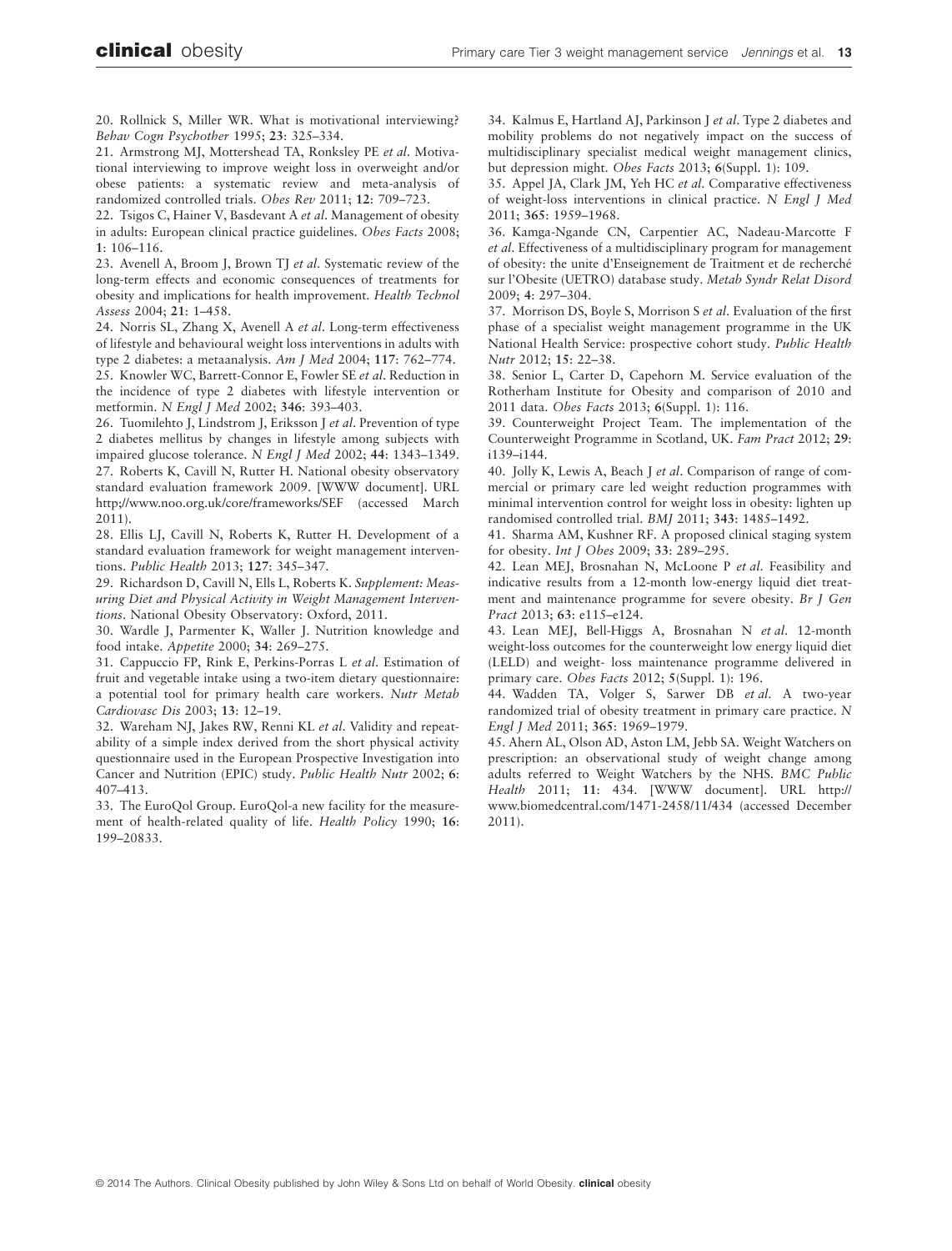20. Rollnick S, Miller WR. What is motivational interviewing? *Behav Cogn Psychother* 1995; **23**: 325–334.

21. Armstrong MJ, Mottershead TA, Ronksley PE *et al*. Motivational interviewing to improve weight loss in overweight and/or obese patients: a systematic review and meta-analysis of randomized controlled trials. *Obes Rev* 2011; **12**: 709–723.

22. Tsigos C, Hainer V, Basdevant A *et al*. Management of obesity in adults: European clinical practice guidelines. *Obes Facts* 2008; **1**: 106–116.

23. Avenell A, Broom J, Brown TJ *et al*. Systematic review of the long-term effects and economic consequences of treatments for obesity and implications for health improvement. *Health Technol Assess* 2004; **21**: 1–458.

24. Norris SL, Zhang X, Avenell A *et al*. Long-term effectiveness of lifestyle and behavioural weight loss interventions in adults with type 2 diabetes: a metaanalysis. *Am J Med* 2004; **117**: 762–774.

25. Knowler WC, Barrett-Connor E, Fowler SE *et al*. Reduction in the incidence of type 2 diabetes with lifestyle intervention or metformin. *N Engl J Med* 2002; **346**: 393–403.

26. Tuomilehto J, Lindstrom J, Eriksson J *et al*. Prevention of type 2 diabetes mellitus by changes in lifestyle among subjects with impaired glucose tolerance. *N Engl J Med* 2002; **44**: 1343–1349.

27. Roberts K, Cavill N, Rutter H. National obesity observatory standard evaluation framework 2009. [WWW document]. URL http://www.noo.org.uk/core/frameworks/SEF (accessed March 2011).

28. Ellis LJ, Cavill N, Roberts K, Rutter H. Development of a standard evaluation framework for weight management interventions. *Public Health* 2013; **127**: 345–347.

29. Richardson D, Cavill N, Ells L, Roberts K. *Supplement: Measuring Diet and Physical Activity in Weight Management Interventions*. National Obesity Observatory: Oxford, 2011.

30. Wardle J, Parmenter K, Waller J. Nutrition knowledge and food intake. *Appetite* 2000; **34**: 269–275.

31. Cappuccio FP, Rink E, Perkins-Porras L *et al*. Estimation of fruit and vegetable intake using a two-item dietary questionnaire: a potential tool for primary health care workers. *Nutr Metab Cardiovasc Dis* 2003; **13**: 12–19.

32. Wareham NJ, Jakes RW, Renni KL *et al*. Validity and repeatability of a simple index derived from the short physical activity questionnaire used in the European Prospective Investigation into Cancer and Nutrition (EPIC) study. *Public Health Nutr* 2002; **6**: 407–413.

33. The EuroQol Group. EuroQol-a new facility for the measurement of health-related quality of life. *Health Policy* 1990; **16**: 199–20833.

34. Kalmus E, Hartland AJ, Parkinson J *et al*. Type 2 diabetes and mobility problems do not negatively impact on the success of multidisciplinary specialist medical weight management clinics, but depression might. *Obes Facts* 2013; **6**(Suppl. 1): 109.

35. Appel JA, Clark JM, Yeh HC *et al*. Comparative effectiveness of weight-loss interventions in clinical practice. *N Engl J Med* 2011; **365**: 1959–1968.

36. Kamga-Ngande CN, Carpentier AC, Nadeau-Marcotte F *et al*. Effectiveness of a multidisciplinary program for management of obesity: the unite d'Enseignement de Traitment et de recherché sur l'Obesite (UETRO) database study. *Metab Syndr Relat Disord* 2009; **4**: 297–304.

37. Morrison DS, Boyle S, Morrison S *et al*. Evaluation of the first phase of a specialist weight management programme in the UK National Health Service: prospective cohort study. *Public Health Nutr* 2012; **15**: 22–38.

38. Senior L, Carter D, Capehorn M. Service evaluation of the Rotherham Institute for Obesity and comparison of 2010 and 2011 data. *Obes Facts* 2013; **6**(Suppl. 1): 116.

39. Counterweight Project Team. The implementation of the Counterweight Programme in Scotland, UK. *Fam Pract* 2012; **29**: i139–i144.

40. Jolly K, Lewis A, Beach J *et al*. Comparison of range of commercial or primary care led weight reduction programmes with minimal intervention control for weight loss in obesity: lighten up randomised controlled trial. *BMJ* 2011; **343**: 1485–1492.

41. Sharma AM, Kushner RF. A proposed clinical staging system for obesity. *Int J Obes* 2009; **33**: 289–295.

42. Lean MEJ, Brosnahan N, McLoone P *et al*. Feasibility and indicative results from a 12-month low-energy liquid diet treatment and maintenance programme for severe obesity. *Br J Gen Pract* 2013; **63**: e115–e124.

43. Lean MEJ, Bell-Higgs A, Brosnahan N *et al*. 12-month weight-loss outcomes for the counterweight low energy liquid diet (LELD) and weight- loss maintenance programme delivered in primary care. *Obes Facts* 2012; **5**(Suppl. 1): 196.

44. Wadden TA, Volger S, Sarwer DB *et al*. A two-year randomized trial of obesity treatment in primary care practice. *N Engl J Med* 2011; **365**: 1969–1979.

45. Ahern AL, Olson AD, Aston LM, Jebb SA. Weight Watchers on prescription: an observational study of weight change among adults referred to Weight Watchers by the NHS. *BMC Public Health* 2011; **11**: 434. [WWW document]. URL http://www.biomedcentral.com/1471-2458/11/434 (accessed December 2011).